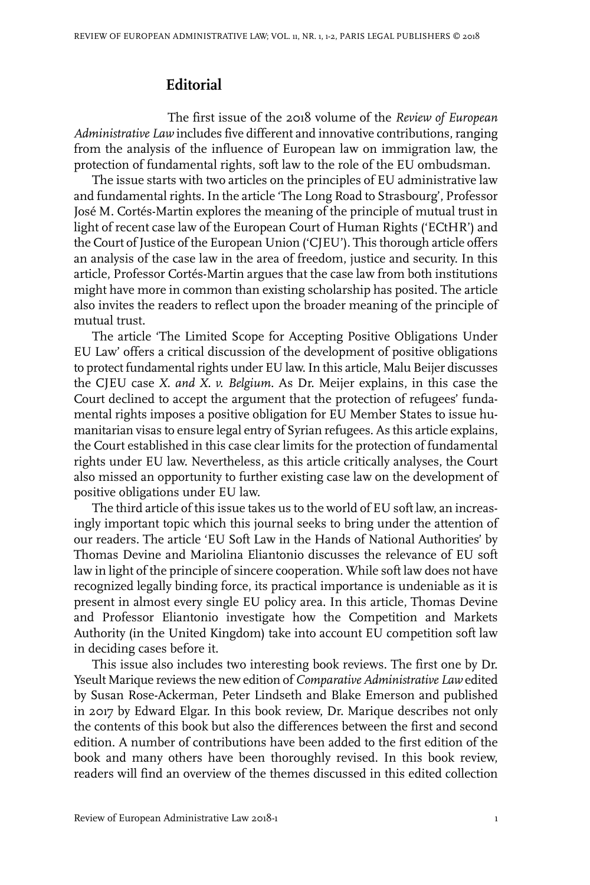# Editorial

The first issue of the 2018 volume of the *Review of European Administrative Law* includes five different and innovative contributions, ranging from the analysis of the influence of European law on immigration law, the protection of fundamental rights, soft law to the role of the EU ombudsman.

The issue starts with two articles on the principles of EU administrative law and fundamental rights. In the article 'The Long Road to Strasbourg', Professor José M. Cortés-Martin explores the meaning of the principle of mutual trust in light of recent case law of the European Court of Human Rights ('ECtHR') and the Court of Justice of the European Union ('CJEU'). This thorough article offers an analysis of the case law in the area of freedom, justice and security. In this article, Professor Cortés-Martin argues that the case law from both institutions might have more in common than existing scholarship has posited. The article also invites the readers to reflect upon the broader meaning of the principle of mutual trust.

The article 'The Limited Scope for Accepting Positive Obligations Under EU Law' offers a critical discussion of the development of positive obligations to protect fundamental rights under EU law. In this article, Malu Beijer discusses the CJEU case *X. and X. v. Belgium*. As Dr. Meijer explains, in this case the Court declined to accept the argument that the protection of refugees' fundamental rights imposes a positive obligation for EU Member States to issue humanitarian visas to ensure legal entry of Syrian refugees. As this article explains, the Court established in this case clear limits for the protection of fundamental rights under EU law. Nevertheless, as this article critically analyses, the Court also missed an opportunity to further existing case law on the development of positive obligations under EU law.

The third article of this issue takes us to the world of EU soft law, an increasingly important topic which this journal seeks to bring under the attention of our readers. The article 'EU Soft Law in the Hands of National Authorities' by Thomas Devine and Mariolina Eliantonio discusses the relevance of EU soft law in light of the principle of sincere cooperation. While soft law does not have recognized legally binding force, its practical importance is undeniable as it is present in almost every single EU policy area. In this article, Thomas Devine and Professor Eliantonio investigate how the Competition and Markets Authority (in the United Kingdom) take into account EU competition soft law in deciding cases before it.

This issue also includes two interesting book reviews. The first one by Dr. Yseult Marique reviews the new edition of *Comparative Administrative Law* edited by Susan Rose-Ackerman, Peter Lindseth and Blake Emerson and published in 2017 by Edward Elgar. In this book review, Dr. Marique describes not only the contents of this book but also the differences between the first and second edition. A number of contributions have been added to the first edition of the book and many others have been thoroughly revised. In this book review, readers will find an overview of the themes discussed in this edited collection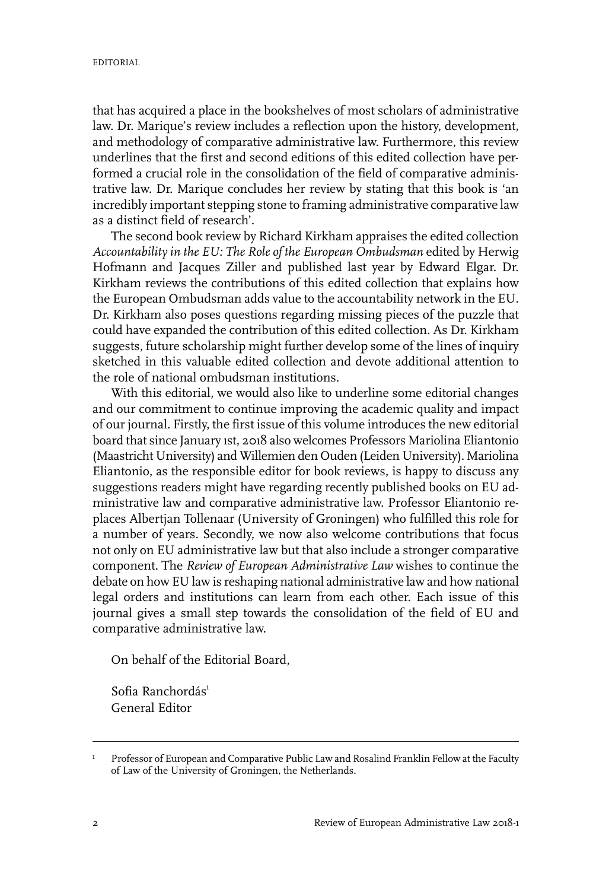that has acquired a place in the bookshelves of most scholars of administrative law. Dr. Marique's review includes a reflection upon the history, development, and methodology of comparative administrative law. Furthermore, this review underlines that the first and second editions of this edited collection have performed a crucial role in the consolidation of the field of comparative administrative law. Dr. Marique concludes her review by stating that this book is 'an incredibly important stepping stone to framing administrative comparative law as a distinct field of research'.

The second book review by Richard Kirkham appraises the edited collection *Accountability in the EU: The Role of the European Ombudsman* edited by Herwig Hofmann and Jacques Ziller and published last year by Edward Elgar. Dr. Kirkham reviews the contributions of this edited collection that explains how the European Ombudsman adds value to the accountability network in the EU. Dr. Kirkham also poses questions regarding missing pieces of the puzzle that could have expanded the contribution of this edited collection. As Dr. Kirkham suggests, future scholarship might further develop some of the lines of inquiry sketched in this valuable edited collection and devote additional attention to the role of national ombudsman institutions.

With this editorial, we would also like to underline some editorial changes and our commitment to continue improving the academic quality and impact of our journal. Firstly, the first issue of this volume introduces the new editorial board that since January 1st, 2018 also welcomes Professors Mariolina Eliantonio (Maastricht University) and Willemien den Ouden (Leiden University). Mariolina Eliantonio, as the responsible editor for book reviews, is happy to discuss any suggestions readers might have regarding recently published books on EU administrative law and comparative administrative law. Professor Eliantonio replaces Albertjan Tollenaar (University of Groningen) who fulfilled this role for a number of years. Secondly, we now also welcome contributions that focus not only on EU administrative law but that also include a stronger comparative component. The *Review of European Administrative Law* wishes to continue the debate on how EU law is reshaping national administrative law and how national legal orders and institutions can learn from each other. Each issue of this journal gives a small step towards the consolidation of the field of EU and comparative administrative law.

On behalf of the Editorial Board,

Sofia Ranchordás[1]
General Editor

---

[1] Professor of European and Comparative Public Law and Rosalind Franklin Fellow at the Faculty of Law of the University of Groningen, the Netherlands.